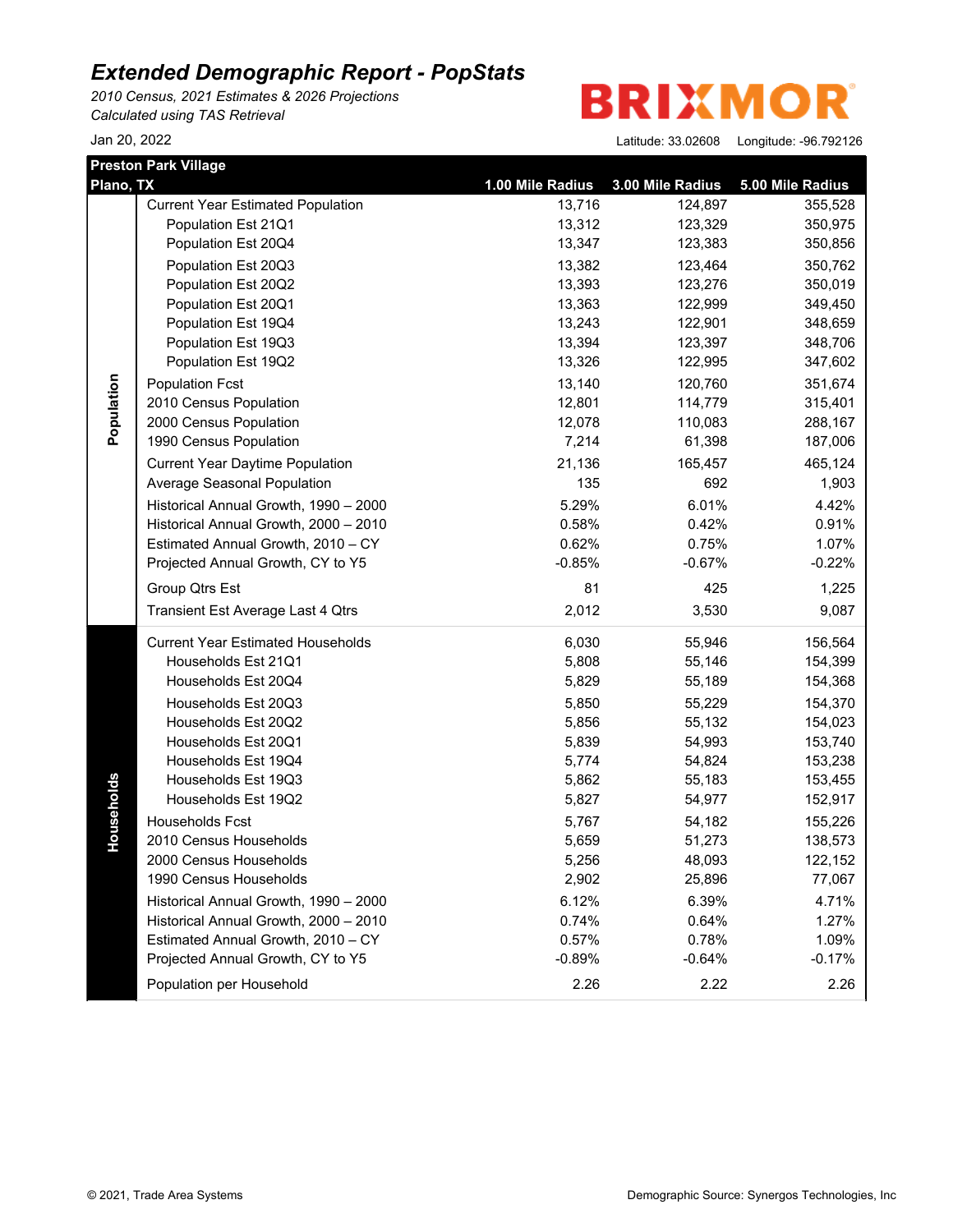# *Extended Demographic Report - PopStats*

*2010 Census, 2021 Estimates & 2026 Projections*
*Calculated using TAS Retrieval*

Jan 20, 2022

BRIXMOR

Latitude: 33.02608 Longitude: -96.792126

**Preston Park Village**
**Plano, TX**

| | | 1.00 Mile Radius | 3.00 Mile Radius | 5.00 Mile Radius |
|---|---|---|---|---|
| **Population** | Current Year Estimated Population | 13,716 | 124,897 | 355,528 |
| | Population Est 21Q1 | 13,312 | 123,329 | 350,975 |
| | Population Est 20Q4 | 13,347 | 123,383 | 350,856 |
| | Population Est 20Q3 | 13,382 | 123,464 | 350,762 |
| | Population Est 20Q2 | 13,393 | 123,276 | 350,019 |
| | Population Est 20Q1 | 13,363 | 122,999 | 349,450 |
| | Population Est 19Q4 | 13,243 | 122,901 | 348,659 |
| | Population Est 19Q3 | 13,394 | 123,397 | 348,706 |
| | Population Est 19Q2 | 13,326 | 122,995 | 347,602 |
| | Population Fcst | 13,140 | 120,760 | 351,674 |
| | 2010 Census Population | 12,801 | 114,779 | 315,401 |
| | 2000 Census Population | 12,078 | 110,083 | 288,167 |
| | 1990 Census Population | 7,214 | 61,398 | 187,006 |
| | Current Year Daytime Population | 21,136 | 165,457 | 465,124 |
| | Average Seasonal Population | 135 | 692 | 1,903 |
| | Historical Annual Growth, 1990 – 2000 | 5.29% | 6.01% | 4.42% |
| | Historical Annual Growth, 2000 – 2010 | 0.58% | 0.42% | 0.91% |
| | Estimated Annual Growth, 2010 – CY | 0.62% | 0.75% | 1.07% |
| | Projected Annual Growth, CY to Y5 | -0.85% | -0.67% | -0.22% |
| | Group Qtrs Est | 81 | 425 | 1,225 |
| | Transient Est Average Last 4 Qtrs | 2,012 | 3,530 | 9,087 |
| **Households** | Current Year Estimated Households | 6,030 | 55,946 | 156,564 |
| | Households Est 21Q1 | 5,808 | 55,146 | 154,399 |
| | Households Est 20Q4 | 5,829 | 55,189 | 154,368 |
| | Households Est 20Q3 | 5,850 | 55,229 | 154,370 |
| | Households Est 20Q2 | 5,856 | 55,132 | 154,023 |
| | Households Est 20Q1 | 5,839 | 54,993 | 153,740 |
| | Households Est 19Q4 | 5,774 | 54,824 | 153,238 |
| | Households Est 19Q3 | 5,862 | 55,183 | 153,455 |
| | Households Est 19Q2 | 5,827 | 54,977 | 152,917 |
| | Households Fcst | 5,767 | 54,182 | 155,226 |
| | 2010 Census Households | 5,659 | 51,273 | 138,573 |
| | 2000 Census Households | 5,256 | 48,093 | 122,152 |
| | 1990 Census Households | 2,902 | 25,896 | 77,067 |
| | Historical Annual Growth, 1990 – 2000 | 6.12% | 6.39% | 4.71% |
| | Historical Annual Growth, 2000 – 2010 | 0.74% | 0.64% | 1.27% |
| | Estimated Annual Growth, 2010 – CY | 0.57% | 0.78% | 1.09% |
| | Projected Annual Growth, CY to Y5 | -0.89% | -0.64% | -0.17% |
| | Population per Household | 2.26 | 2.22 | 2.26 |

© 2021, Trade Area Systems

Demographic Source: Synergos Technologies, Inc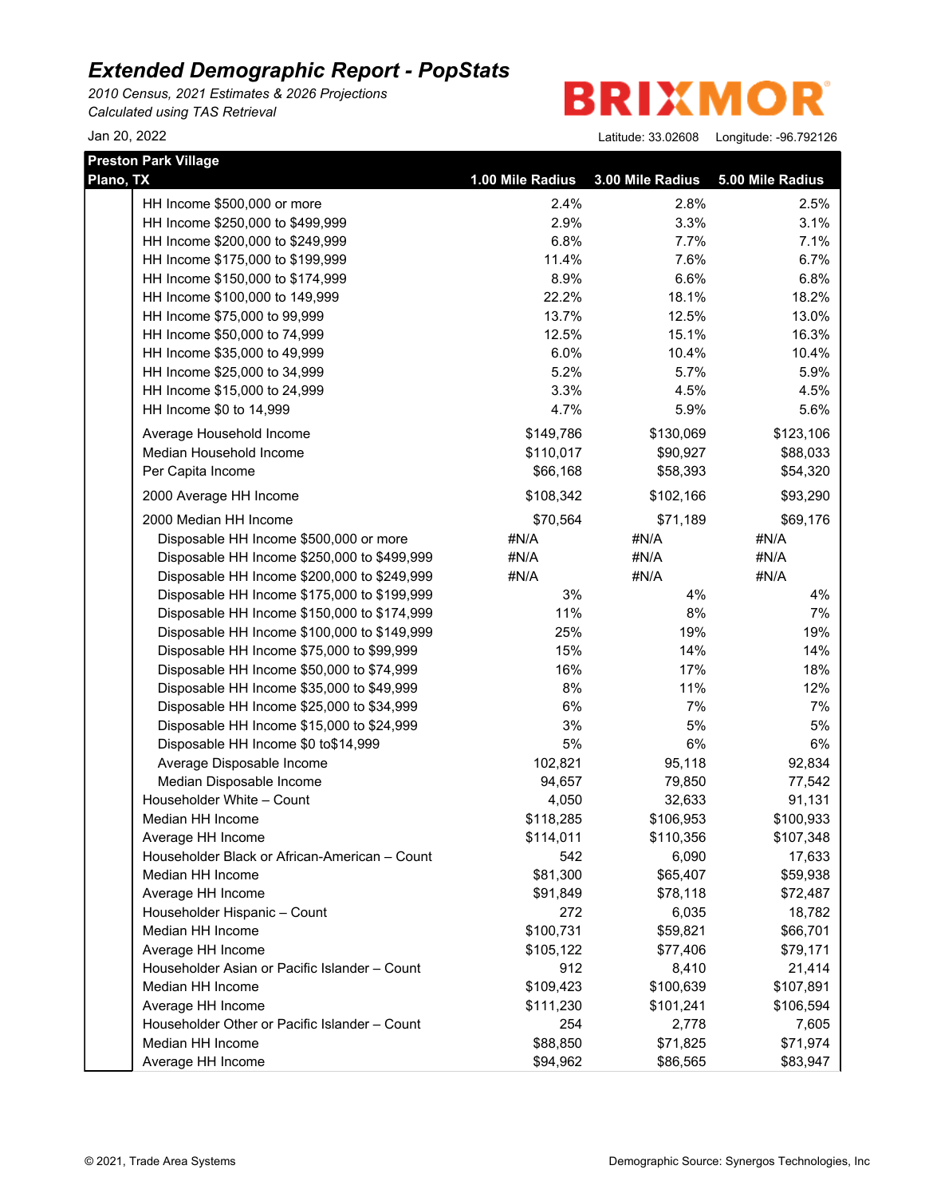# Extended Demographic Report - PopStats

*2010 Census, 2021 Estimates & 2026 Projections*
*Calculated using TAS Retrieval*

Jan 20, 2022

BRIXMOR

Latitude: 33.02608    Longitude: -96.792126

| Preston Park Village<br>Plano, TX | 1.00 Mile Radius | 3.00 Mile Radius | 5.00 Mile Radius |
|---|---|---|---|
| HH Income $500,000 or more | 2.4% | 2.8% | 2.5% |
| HH Income $250,000 to $499,999 | 2.9% | 3.3% | 3.1% |
| HH Income $200,000 to $249,999 | 6.8% | 7.7% | 7.1% |
| HH Income $175,000 to $199,999 | 11.4% | 7.6% | 6.7% |
| HH Income $150,000 to $174,999 | 8.9% | 6.6% | 6.8% |
| HH Income $100,000 to 149,999 | 22.2% | 18.1% | 18.2% |
| HH Income $75,000 to 99,999 | 13.7% | 12.5% | 13.0% |
| HH Income $50,000 to 74,999 | 12.5% | 15.1% | 16.3% |
| HH Income $35,000 to 49,999 | 6.0% | 10.4% | 10.4% |
| HH Income $25,000 to 34,999 | 5.2% | 5.7% | 5.9% |
| HH Income $15,000 to 24,999 | 3.3% | 4.5% | 4.5% |
| HH Income $0 to 14,999 | 4.7% | 5.9% | 5.6% |
| Average Household Income | $149,786 | $130,069 | $123,106 |
| Median Household Income | $110,017 | $90,927 | $88,033 |
| Per Capita Income | $66,168 | $58,393 | $54,320 |
| 2000 Average HH Income | $108,342 | $102,166 | $93,290 |
| 2000 Median HH Income | $70,564 | $71,189 | $69,176 |
| Disposable HH Income $500,000 or more | #N/A | #N/A | #N/A |
| Disposable HH Income $250,000 to $499,999 | #N/A | #N/A | #N/A |
| Disposable HH Income $200,000 to $249,999 | #N/A | #N/A | #N/A |
| Disposable HH Income $175,000 to $199,999 | 3% | 4% | 4% |
| Disposable HH Income $150,000 to $174,999 | 11% | 8% | 7% |
| Disposable HH Income $100,000 to $149,999 | 25% | 19% | 19% |
| Disposable HH Income $75,000 to $99,999 | 15% | 14% | 14% |
| Disposable HH Income $50,000 to $74,999 | 16% | 17% | 18% |
| Disposable HH Income $35,000 to $49,999 | 8% | 11% | 12% |
| Disposable HH Income $25,000 to $34,999 | 6% | 7% | 7% |
| Disposable HH Income $15,000 to $24,999 | 3% | 5% | 5% |
| Disposable HH Income $0 to$14,999 | 5% | 6% | 6% |
| Average Disposable Income | 102,821 | 95,118 | 92,834 |
| Median Disposable Income | 94,657 | 79,850 | 77,542 |
| Householder White – Count | 4,050 | 32,633 | 91,131 |
| Median HH Income | $118,285 | $106,953 | $100,933 |
| Average HH Income | $114,011 | $110,356 | $107,348 |
| Householder Black or African-American – Count | 542 | 6,090 | 17,633 |
| Median HH Income | $81,300 | $65,407 | $59,938 |
| Average HH Income | $91,849 | $78,118 | $72,487 |
| Householder Hispanic – Count | 272 | 6,035 | 18,782 |
| Median HH Income | $100,731 | $59,821 | $66,701 |
| Average HH Income | $105,122 | $77,406 | $79,171 |
| Householder Asian or Pacific Islander – Count | 912 | 8,410 | 21,414 |
| Median HH Income | $109,423 | $100,639 | $107,891 |
| Average HH Income | $111,230 | $101,241 | $106,594 |
| Householder Other or Pacific Islander – Count | 254 | 2,778 | 7,605 |
| Median HH Income | $88,850 | $71,825 | $71,974 |
| Average HH Income | $94,962 | $86,565 | $83,947 |

© 2021, Trade Area Systems    Demographic Source: Synergos Technologies, Inc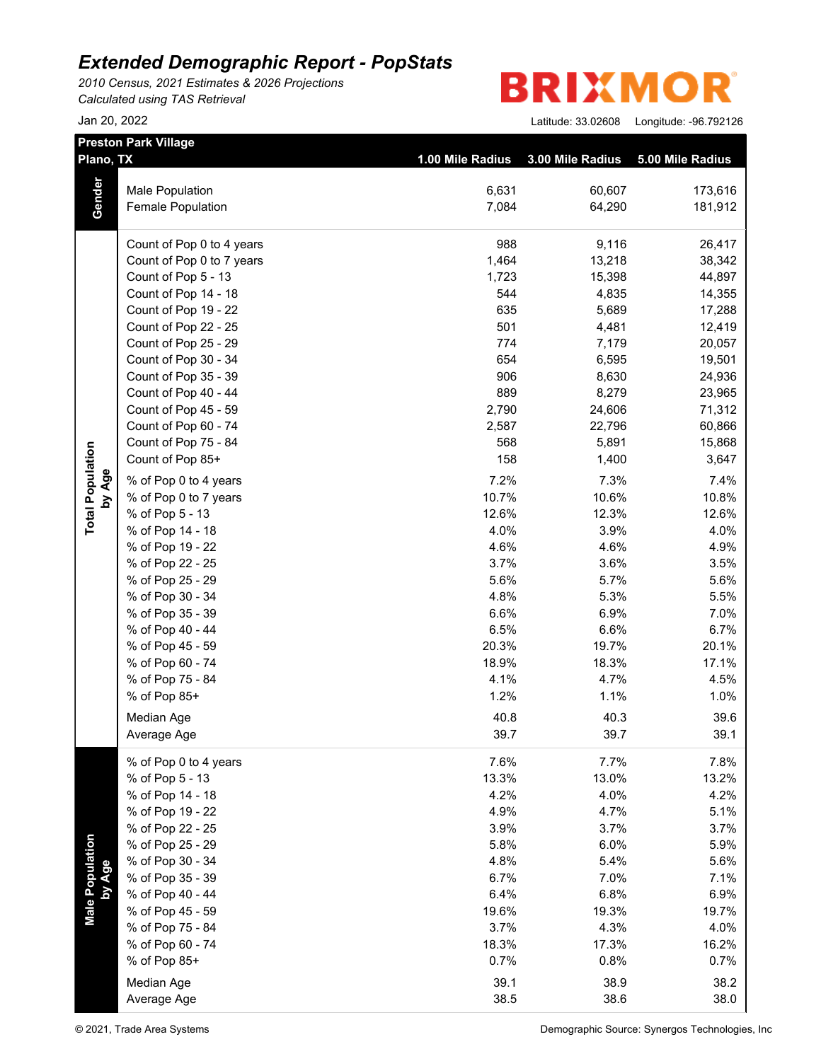# Extended Demographic Report - PopStats

*2010 Census, 2021 Estimates & 2026 Projections*
*Calculated using TAS Retrieval*

Jan 20, 2022

BRIXMOR

Latitude: 33.02608 Longitude: -96.792126

| Preston Park Village Plano, TX | | 1.00 Mile Radius | 3.00 Mile Radius | 5.00 Mile Radius |
|---|---|---|---|---|
| Gender | Male Population | 6,631 | 60,607 | 173,616 |
| | Female Population | 7,084 | 64,290 | 181,912 |
| Total Population by Age | Count of Pop 0 to 4 years | 988 | 9,116 | 26,417 |
| | Count of Pop 0 to 7 years | 1,464 | 13,218 | 38,342 |
| | Count of Pop 5 - 13 | 1,723 | 15,398 | 44,897 |
| | Count of Pop 14 - 18 | 544 | 4,835 | 14,355 |
| | Count of Pop 19 - 22 | 635 | 5,689 | 17,288 |
| | Count of Pop 22 - 25 | 501 | 4,481 | 12,419 |
| | Count of Pop 25 - 29 | 774 | 7,179 | 20,057 |
| | Count of Pop 30 - 34 | 654 | 6,595 | 19,501 |
| | Count of Pop 35 - 39 | 906 | 8,630 | 24,936 |
| | Count of Pop 40 - 44 | 889 | 8,279 | 23,965 |
| | Count of Pop 45 - 59 | 2,790 | 24,606 | 71,312 |
| | Count of Pop 60 - 74 | 2,587 | 22,796 | 60,866 |
| | Count of Pop 75 - 84 | 568 | 5,891 | 15,868 |
| | Count of Pop 85+ | 158 | 1,400 | 3,647 |
| | % of Pop 0 to 4 years | 7.2% | 7.3% | 7.4% |
| | % of Pop 0 to 7 years | 10.7% | 10.6% | 10.8% |
| | % of Pop 5 - 13 | 12.6% | 12.3% | 12.6% |
| | % of Pop 14 - 18 | 4.0% | 3.9% | 4.0% |
| | % of Pop 19 - 22 | 4.6% | 4.6% | 4.9% |
| | % of Pop 22 - 25 | 3.7% | 3.6% | 3.5% |
| | % of Pop 25 - 29 | 5.6% | 5.7% | 5.6% |
| | % of Pop 30 - 34 | 4.8% | 5.3% | 5.5% |
| | % of Pop 35 - 39 | 6.6% | 6.9% | 7.0% |
| | % of Pop 40 - 44 | 6.5% | 6.6% | 6.7% |
| | % of Pop 45 - 59 | 20.3% | 19.7% | 20.1% |
| | % of Pop 60 - 74 | 18.9% | 18.3% | 17.1% |
| | % of Pop 75 - 84 | 4.1% | 4.7% | 4.5% |
| | % of Pop 85+ | 1.2% | 1.1% | 1.0% |
| | Median Age | 40.8 | 40.3 | 39.6 |
| | Average Age | 39.7 | 39.7 | 39.1 |
| Male Population by Age | % of Pop 0 to 4 years | 7.6% | 7.7% | 7.8% |
| | % of Pop 5 - 13 | 13.3% | 13.0% | 13.2% |
| | % of Pop 14 - 18 | 4.2% | 4.0% | 4.2% |
| | % of Pop 19 - 22 | 4.9% | 4.7% | 5.1% |
| | % of Pop 22 - 25 | 3.9% | 3.7% | 3.7% |
| | % of Pop 25 - 29 | 5.8% | 6.0% | 5.9% |
| | % of Pop 30 - 34 | 4.8% | 5.4% | 5.6% |
| | % of Pop 35 - 39 | 6.7% | 7.0% | 7.1% |
| | % of Pop 40 - 44 | 6.4% | 6.8% | 6.9% |
| | % of Pop 45 - 59 | 19.6% | 19.3% | 19.7% |
| | % of Pop 75 - 84 | 3.7% | 4.3% | 4.0% |
| | % of Pop 60 - 74 | 18.3% | 17.3% | 16.2% |
| | % of Pop 85+ | 0.7% | 0.8% | 0.7% |
| | Median Age | 39.1 | 38.9 | 38.2 |
| | Average Age | 38.5 | 38.6 | 38.0 |

© 2021, Trade Area Systems

Demographic Source: Synergos Technologies, Inc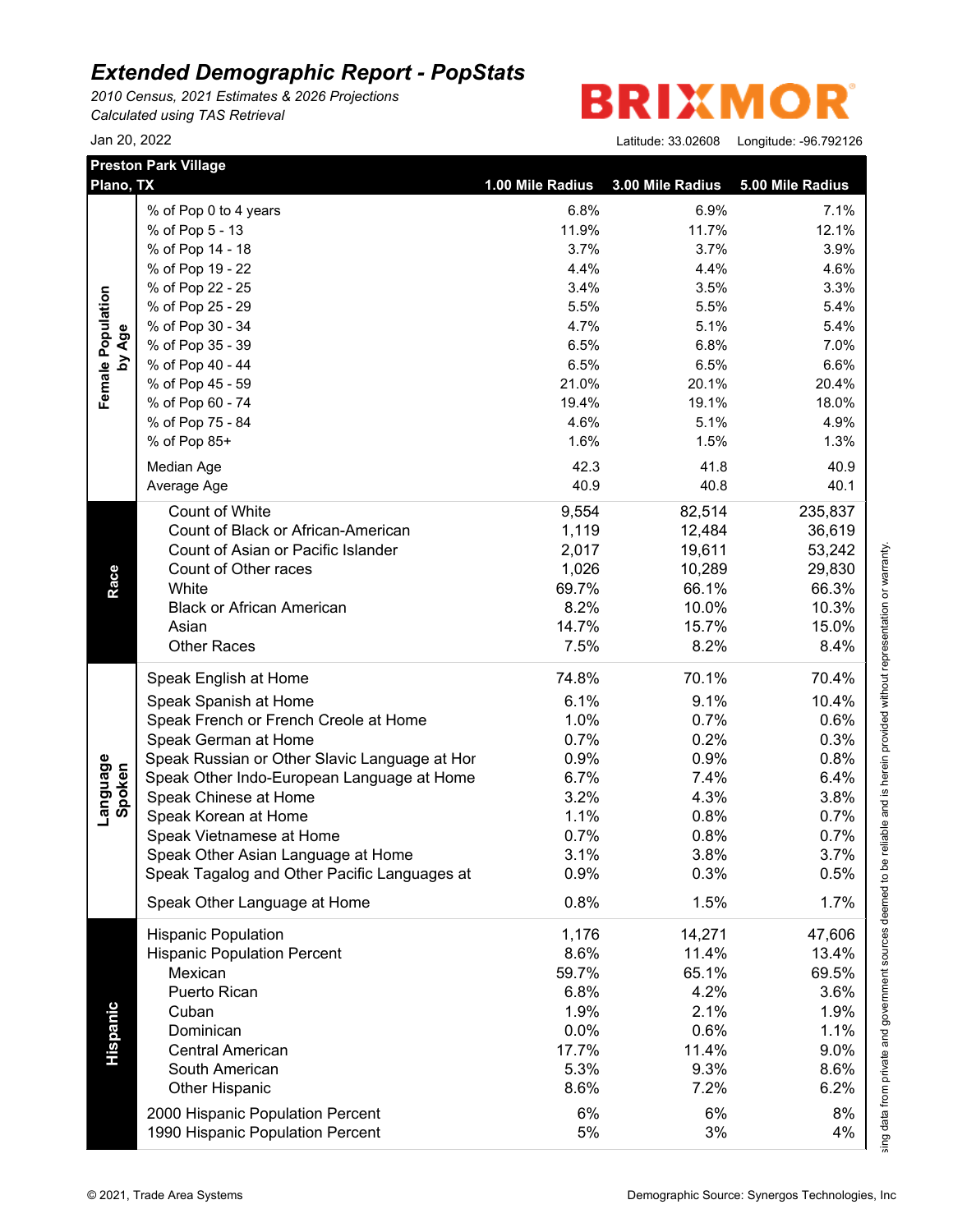# *Extended Demographic Report - PopStats*

*2010 Census, 2021 Estimates & 2026 Projections*
*Calculated using TAS Retrieval*

Jan 20, 2022

BRIXMOR

Latitude: 33.02608 Longitude: -96.792126

| Preston Park Village<br>Plano, TX | | 1.00 Mile Radius | 3.00 Mile Radius | 5.00 Mile Radius |
|---|---|---|---|---|
| Female Population by Age | % of Pop 0 to 4 years | 6.8% | 6.9% | 7.1% |
| | % of Pop 5 - 13 | 11.9% | 11.7% | 12.1% |
| | % of Pop 14 - 18 | 3.7% | 3.7% | 3.9% |
| | % of Pop 19 - 22 | 4.4% | 4.4% | 4.6% |
| | % of Pop 22 - 25 | 3.4% | 3.5% | 3.3% |
| | % of Pop 25 - 29 | 5.5% | 5.5% | 5.4% |
| | % of Pop 30 - 34 | 4.7% | 5.1% | 5.4% |
| | % of Pop 35 - 39 | 6.5% | 6.8% | 7.0% |
| | % of Pop 40 - 44 | 6.5% | 6.5% | 6.6% |
| | % of Pop 45 - 59 | 21.0% | 20.1% | 20.4% |
| | % of Pop 60 - 74 | 19.4% | 19.1% | 18.0% |
| | % of Pop 75 - 84 | 4.6% | 5.1% | 4.9% |
| | % of Pop 85+ | 1.6% | 1.5% | 1.3% |
| | Median Age | 42.3 | 41.8 | 40.9 |
| | Average Age | 40.9 | 40.8 | 40.1 |
| Race | Count of White | 9,554 | 82,514 | 235,837 |
| | Count of Black or African-American | 1,119 | 12,484 | 36,619 |
| | Count of Asian or Pacific Islander | 2,017 | 19,611 | 53,242 |
| | Count of Other races | 1,026 | 10,289 | 29,830 |
| | White | 69.7% | 66.1% | 66.3% |
| | Black or African American | 8.2% | 10.0% | 10.3% |
| | Asian | 14.7% | 15.7% | 15.0% |
| | Other Races | 7.5% | 8.2% | 8.4% |
| Language Spoken | Speak English at Home | 74.8% | 70.1% | 70.4% |
| | Speak Spanish at Home | 6.1% | 9.1% | 10.4% |
| | Speak French or French Creole at Home | 1.0% | 0.7% | 0.6% |
| | Speak German at Home | 0.7% | 0.2% | 0.3% |
| | Speak Russian or Other Slavic Language at Hor | 0.9% | 0.9% | 0.8% |
| | Speak Other Indo-European Language at Home | 6.7% | 7.4% | 6.4% |
| | Speak Chinese at Home | 3.2% | 4.3% | 3.8% |
| | Speak Korean at Home | 1.1% | 0.8% | 0.7% |
| | Speak Vietnamese at Home | 0.7% | 0.8% | 0.7% |
| | Speak Other Asian Language at Home | 3.1% | 3.8% | 3.7% |
| | Speak Tagalog and Other Pacific Languages at | 0.9% | 0.3% | 0.5% |
| | Speak Other Language at Home | 0.8% | 1.5% | 1.7% |
| Hispanic | Hispanic Population | 1,176 | 14,271 | 47,606 |
| | Hispanic Population Percent | 8.6% | 11.4% | 13.4% |
| | Mexican | 59.7% | 65.1% | 69.5% |
| | Puerto Rican | 6.8% | 4.2% | 3.6% |
| | Cuban | 1.9% | 2.1% | 1.9% |
| | Dominican | 0.0% | 0.6% | 1.1% |
| | Central American | 17.7% | 11.4% | 9.0% |
| | South American | 5.3% | 9.3% | 8.6% |
| | Other Hispanic | 8.6% | 7.2% | 6.2% |
| | 2000 Hispanic Population Percent | 6% | 6% | 8% |
| | 1990 Hispanic Population Percent | 5% | 3% | 4% |

sing data from private and government sources deemed to be reliable and is herein provided without representation or warranty.

© 2021, Trade Area Systems

Demographic Source: Synergos Technologies, Inc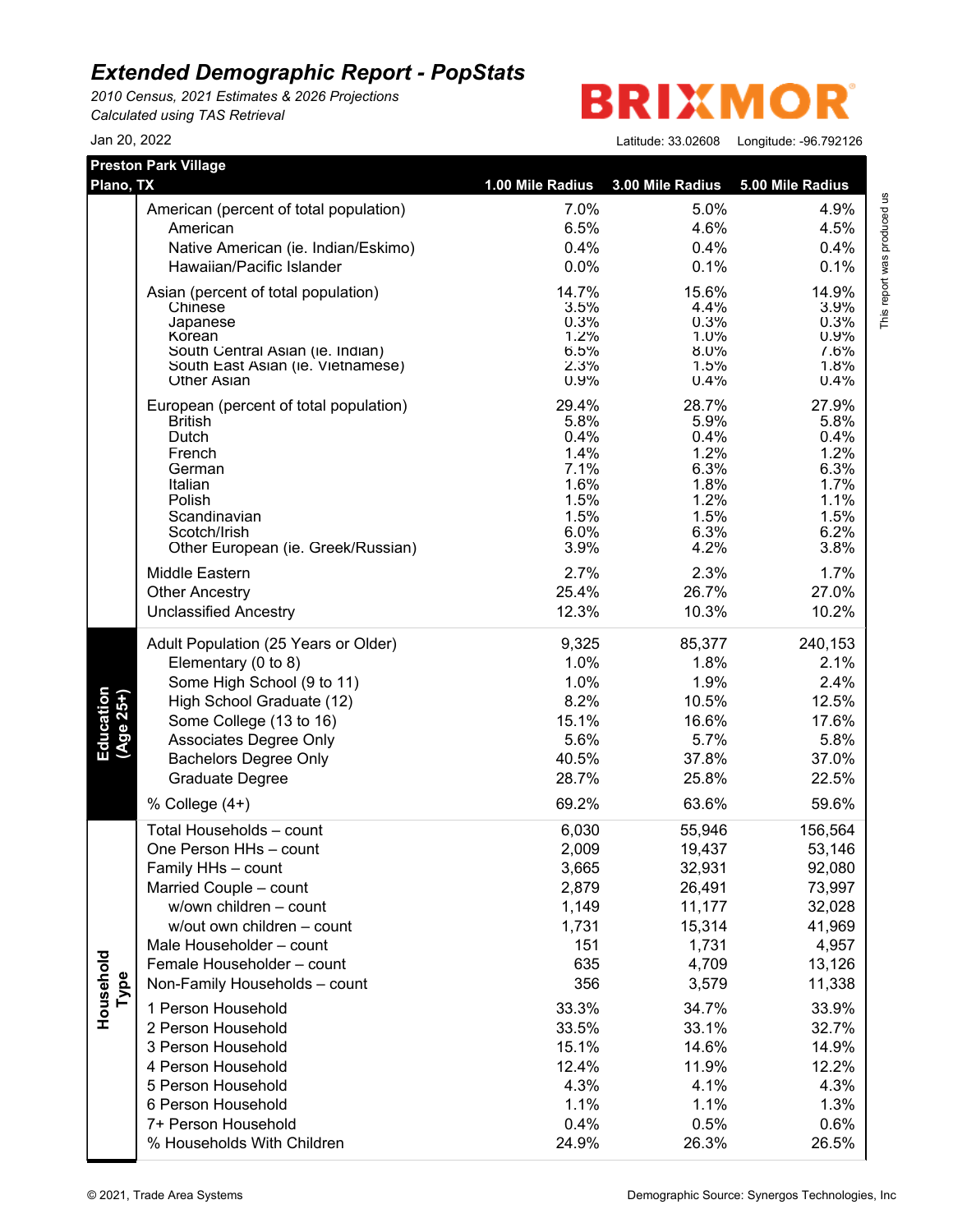# Extended Demographic Report - PopStats

*2010 Census, 2021 Estimates & 2026 Projections*
*Calculated using TAS Retrieval*

Jan 20, 2022

BRIXMOR

Latitude: 33.02608 Longitude: -96.792121

This report was produced us

| Preston Park Village<br>Plano, TX | | 1.00 Mile Radius | 3.00 Mile Radius | 5.00 Mile Radius |
|---|---|---|---|---|
| | American (percent of total population) | 7.0% | 5.0% | 4.9% |
| | American | 6.5% | 4.6% | 4.5% |
| | Native American (ie. Indian/Eskimo) | 0.4% | 0.4% | 0.4% |
| | Hawaiian/Pacific Islander | 0.0% | 0.1% | 0.1% |
| | Asian (percent of total population) | 14.7% | 15.6% | 14.9% |
| | Chinese | 3.5% | 4.4% | 3.9% |
| | Japanese | 0.3% | 0.3% | 0.3% |
| | Korean | 1.2% | 1.0% | 0.9% |
| | South Central Asian (ie. Indian) | 6.5% | 8.0% | 7.6% |
| | South East Asian (ie. Vietnamese) | 2.3% | 1.5% | 1.8% |
| | Other Asian | 0.9% | 0.4% | 0.4% |
| | European (percent of total population) | 29.4% | 28.7% | 27.9% |
| | British | 5.8% | 5.9% | 5.8% |
| | Dutch | 0.4% | 0.4% | 0.4% |
| | French | 1.4% | 1.2% | 1.2% |
| | German | 7.1% | 6.3% | 6.3% |
| | Italian | 1.6% | 1.8% | 1.7% |
| | Polish | 1.5% | 1.2% | 1.1% |
| | Scandinavian | 1.5% | 1.5% | 1.5% |
| | Scotch/Irish | 6.0% | 6.3% | 6.2% |
| | Other European (ie. Greek/Russian) | 3.9% | 4.2% | 3.8% |
| | Middle Eastern | 2.7% | 2.3% | 1.7% |
| | Other Ancestry | 25.4% | 26.7% | 27.0% |
| | Unclassified Ancestry | 12.3% | 10.3% | 10.2% |
| Education (Age 25+) | Adult Population (25 Years or Older) | 9,325 | 85,377 | 240,153 |
| | Elementary (0 to 8) | 1.0% | 1.8% | 2.1% |
| | Some High School (9 to 11) | 1.0% | 1.9% | 2.4% |
| | High School Graduate (12) | 8.2% | 10.5% | 12.5% |
| | Some College (13 to 16) | 15.1% | 16.6% | 17.6% |
| | Associates Degree Only | 5.6% | 5.7% | 5.8% |
| | Bachelors Degree Only | 40.5% | 37.8% | 37.0% |
| | Graduate Degree | 28.7% | 25.8% | 22.5% |
| | % College (4+) | 69.2% | 63.6% | 59.6% |
| Household Type | Total Households – count | 6,030 | 55,946 | 156,564 |
| | One Person HHs – count | 2,009 | 19,437 | 53,146 |
| | Family HHs – count | 3,665 | 32,931 | 92,080 |
| | Married Couple – count | 2,879 | 26,491 | 73,997 |
| | w/own children – count | 1,149 | 11,177 | 32,028 |
| | w/out own children – count | 1,731 | 15,314 | 41,969 |
| | Male Householder – count | 151 | 1,731 | 4,957 |
| | Female Householder – count | 635 | 4,709 | 13,126 |
| | Non-Family Households – count | 356 | 3,579 | 11,338 |
| | 1 Person Household | 33.3% | 34.7% | 33.9% |
| | 2 Person Household | 33.5% | 33.1% | 32.7% |
| | 3 Person Household | 15.1% | 14.6% | 14.9% |
| | 4 Person Household | 12.4% | 11.9% | 12.2% |
| | 5 Person Household | 4.3% | 4.1% | 4.3% |
| | 6 Person Household | 1.1% | 1.1% | 1.3% |
| | 7+ Person Household | 0.4% | 0.5% | 0.6% |
| | % Households With Children | 24.9% | 26.3% | 26.5% |

© 2021, Trade Area Systems — Demographic Source: Synergos Technologies, Inc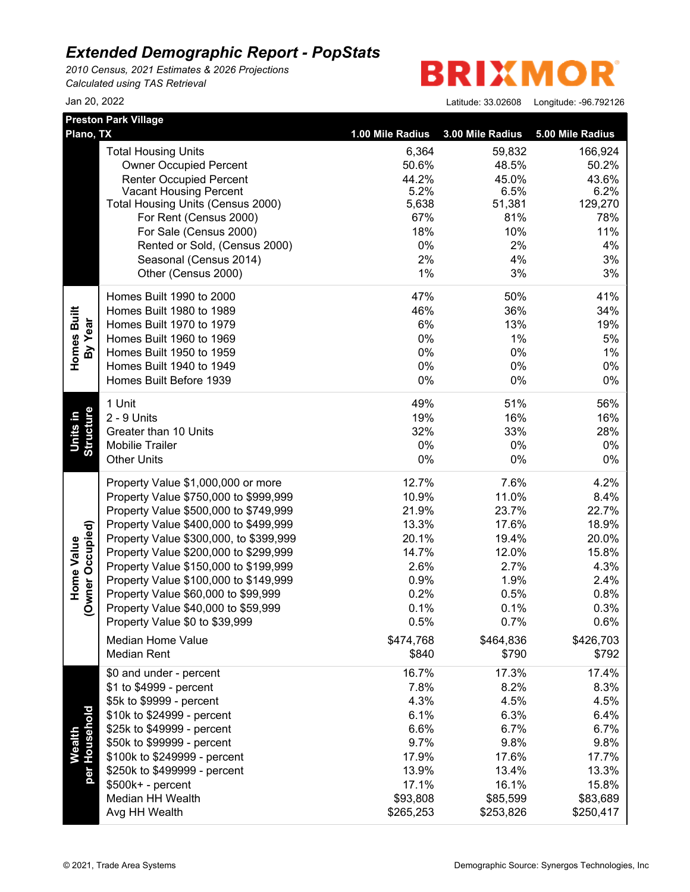# Extended Demographic Report - PopStats

*2010 Census, 2021 Estimates & 2026 Projections*
*Calculated using TAS Retrieval*

Jan 20, 2022

BRIXMOR

Latitude: 33.02608 Longitude: -96.792126

| Preston Park Village<br>Plano, TX | | 1.00 Mile Radius | 3.00 Mile Radius | 5.00 Mile Radius |
|---|---|---|---|---|
| | Total Housing Units | 6,364 | 59,832 | 166,924 |
| | Owner Occupied Percent | 50.6% | 48.5% | 50.2% |
| | Renter Occupied Percent | 44.2% | 45.0% | 43.6% |
| | Vacant Housing Percent | 5.2% | 6.5% | 6.2% |
| | Total Housing Units (Census 2000) | 5,638 | 51,381 | 129,270 |
| | For Rent (Census 2000) | 67% | 81% | 78% |
| | For Sale (Census 2000) | 18% | 10% | 11% |
| | Rented or Sold, (Census 2000) | 0% | 2% | 4% |
| | Seasonal (Census 2014) | 2% | 4% | 3% |
| | Other (Census 2000) | 1% | 3% | 3% |
| Homes Built By Year | Homes Built 1990 to 2000 | 47% | 50% | 41% |
| | Homes Built 1980 to 1989 | 46% | 36% | 34% |
| | Homes Built 1970 to 1979 | 6% | 13% | 19% |
| | Homes Built 1960 to 1969 | 0% | 1% | 5% |
| | Homes Built 1950 to 1959 | 0% | 0% | 1% |
| | Homes Built 1940 to 1949 | 0% | 0% | 0% |
| | Homes Built Before 1939 | 0% | 0% | 0% |
| Units in Structure | 1 Unit | 49% | 51% | 56% |
| | 2 - 9 Units | 19% | 16% | 16% |
| | Greater than 10 Units | 32% | 33% | 28% |
| | Mobilie Trailer | 0% | 0% | 0% |
| | Other Units | 0% | 0% | 0% |
| Home Value (Owner Occupied) | Property Value $1,000,000 or more | 12.7% | 7.6% | 4.2% |
| | Property Value $750,000 to $999,999 | 10.9% | 11.0% | 8.4% |
| | Property Value $500,000 to $749,999 | 21.9% | 23.7% | 22.7% |
| | Property Value $400,000 to $499,999 | 13.3% | 17.6% | 18.9% |
| | Property Value $300,000, to $399,999 | 20.1% | 19.4% | 20.0% |
| | Property Value $200,000 to $299,999 | 14.7% | 12.0% | 15.8% |
| | Property Value $150,000 to $199,999 | 2.6% | 2.7% | 4.3% |
| | Property Value $100,000 to $149,999 | 0.9% | 1.9% | 2.4% |
| | Property Value $60,000 to $99,999 | 0.2% | 0.5% | 0.8% |
| | Property Value $40,000 to $59,999 | 0.1% | 0.1% | 0.3% |
| | Property Value $0 to $39,999 | 0.5% | 0.7% | 0.6% |
| | Median Home Value | $474,768 | $464,836 | $426,703 |
| | Median Rent | $840 | $790 | $792 |
| Wealth per Household | $0 and under - percent | 16.7% | 17.3% | 17.4% |
| | $1 to $4999 - percent | 7.8% | 8.2% | 8.3% |
| | $5k to $9999 - percent | 4.3% | 4.5% | 4.5% |
| | $10k to $24999 - percent | 6.1% | 6.3% | 6.4% |
| | $25k to $49999 - percent | 6.6% | 6.7% | 6.7% |
| | $50k to $99999 - percent | 9.7% | 9.8% | 9.8% |
| | $100k to $249999 - percent | 17.9% | 17.6% | 17.7% |
| | $250k to $499999 - percent | 13.9% | 13.4% | 13.3% |
| | $500k+ - percent | 17.1% | 16.1% | 15.8% |
| | Median HH Wealth | $93,808 | $85,599 | $83,689 |
| | Avg HH Wealth | $265,253 | $253,826 | $250,417 |

© 2021, Trade Area Systems

Demographic Source: Synergos Technologies, Inc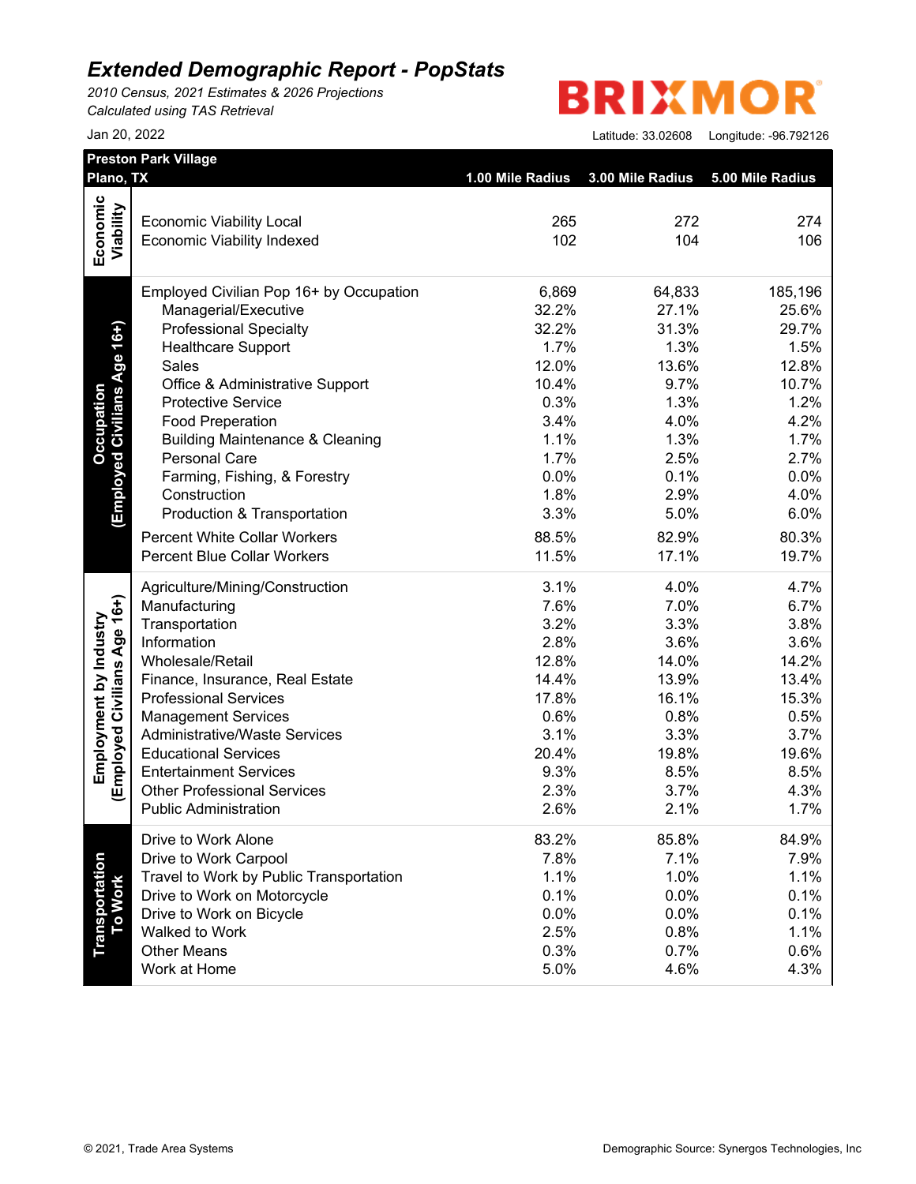# Extended Demographic Report - PopStats

*2010 Census, 2021 Estimates & 2026 Projections*
*Calculated using TAS Retrieval*

Jan 20, 2022

BRIXMOR

Latitude: 33.02608 Longitude: -96.792126

| Preston Park Village<br>Plano, TX | | 1.00 Mile Radius | 3.00 Mile Radius | 5.00 Mile Radius |
|---|---|---|---|---|
| **Economic Viability** | Economic Viability Local | 265 | 272 | 274 |
| | Economic Viability Indexed | 102 | 104 | 106 |
| **Occupation (Employed Civilians Age 16+)** | Employed Civilian Pop 16+ by Occupation | 6,869 | 64,833 | 185,196 |
| | Managerial/Executive | 32.2% | 27.1% | 25.6% |
| | Professional Specialty | 32.2% | 31.3% | 29.7% |
| | Healthcare Support | 1.7% | 1.3% | 1.5% |
| | Sales | 12.0% | 13.6% | 12.8% |
| | Office & Administrative Support | 10.4% | 9.7% | 10.7% |
| | Protective Service | 0.3% | 1.3% | 1.2% |
| | Food Preperation | 3.4% | 4.0% | 4.2% |
| | Building Maintenance & Cleaning | 1.1% | 1.3% | 1.7% |
| | Personal Care | 1.7% | 2.5% | 2.7% |
| | Farming, Fishing, & Forestry | 0.0% | 0.1% | 0.0% |
| | Construction | 1.8% | 2.9% | 4.0% |
| | Production & Transportation | 3.3% | 5.0% | 6.0% |
| | Percent White Collar Workers | 88.5% | 82.9% | 80.3% |
| | Percent Blue Collar Workers | 11.5% | 17.1% | 19.7% |
| **Employment by Industry (Employed Civilians Age 16+)** | Agriculture/Mining/Construction | 3.1% | 4.0% | 4.7% |
| | Manufacturing | 7.6% | 7.0% | 6.7% |
| | Transportation | 3.2% | 3.3% | 3.8% |
| | Information | 2.8% | 3.6% | 3.6% |
| | Wholesale/Retail | 12.8% | 14.0% | 14.2% |
| | Finance, Insurance, Real Estate | 14.4% | 13.9% | 13.4% |
| | Professional Services | 17.8% | 16.1% | 15.3% |
| | Management Services | 0.6% | 0.8% | 0.5% |
| | Administrative/Waste Services | 3.1% | 3.3% | 3.7% |
| | Educational Services | 20.4% | 19.8% | 19.6% |
| | Entertainment Services | 9.3% | 8.5% | 8.5% |
| | Other Professional Services | 2.3% | 3.7% | 4.3% |
| | Public Administration | 2.6% | 2.1% | 1.7% |
| **Transportation To Work** | Drive to Work Alone | 83.2% | 85.8% | 84.9% |
| | Drive to Work Carpool | 7.8% | 7.1% | 7.9% |
| | Travel to Work by Public Transportation | 1.1% | 1.0% | 1.1% |
| | Drive to Work on Motorcycle | 0.1% | 0.0% | 0.1% |
| | Drive to Work on Bicycle | 0.0% | 0.0% | 0.1% |
| | Walked to Work | 2.5% | 0.8% | 1.1% |
| | Other Means | 0.3% | 0.7% | 0.6% |
| | Work at Home | 5.0% | 4.6% | 4.3% |

© 2021, Trade Area Systems

Demographic Source: Synergos Technologies, Inc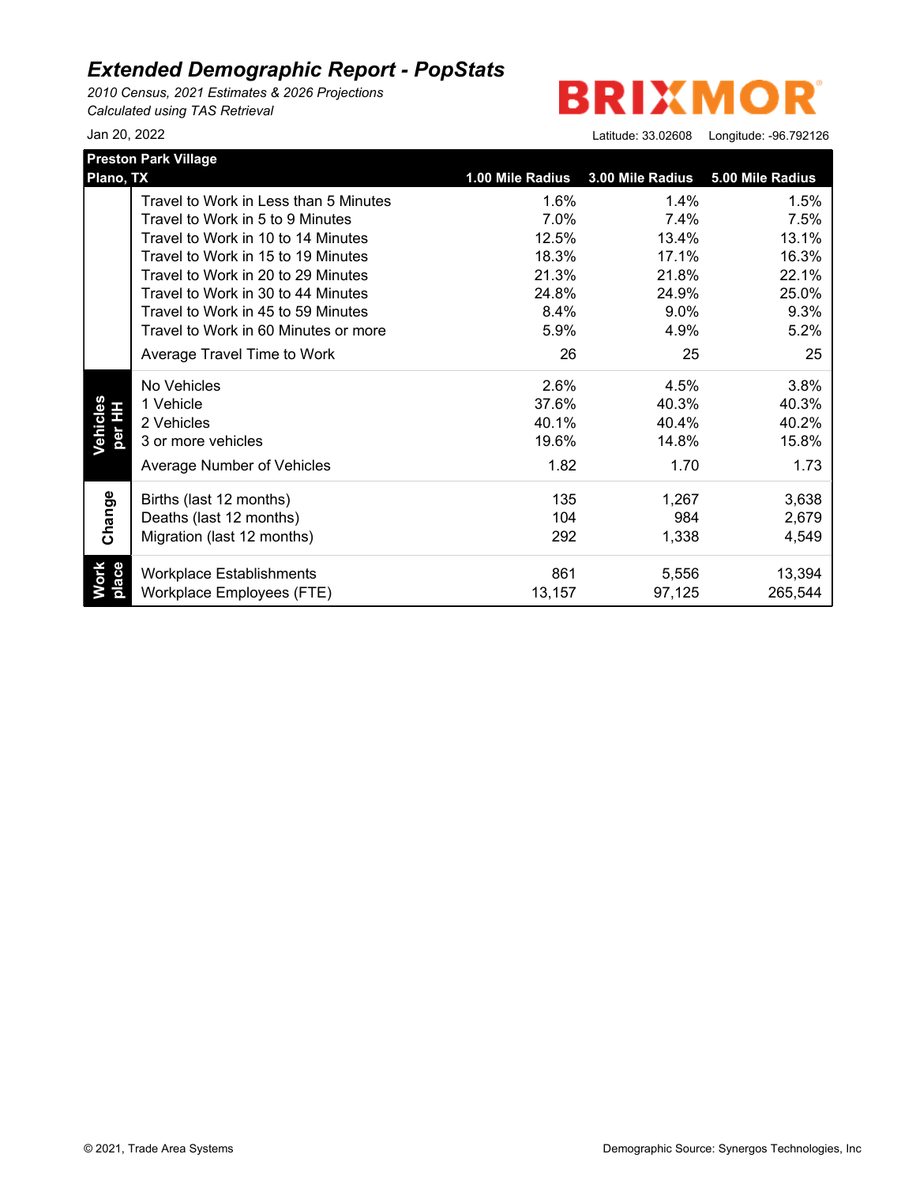# *Extended Demographic Report - PopStats*

*2010 Census, 2021 Estimates & 2026 Projections*
*Calculated using TAS Retrieval*

Jan 20, 2022

BRIXMOR

Latitude: 33.02608 Longitude: -96.792126

| Preston Park Village Plano, TX | | 1.00 Mile Radius | 3.00 Mile Radius | 5.00 Mile Radius |
|---|---|---|---|---|
| | Travel to Work in Less than 5 Minutes | 1.6% | 1.4% | 1.5% |
| | Travel to Work in 5 to 9 Minutes | 7.0% | 7.4% | 7.5% |
| | Travel to Work in 10 to 14 Minutes | 12.5% | 13.4% | 13.1% |
| | Travel to Work in 15 to 19 Minutes | 18.3% | 17.1% | 16.3% |
| | Travel to Work in 20 to 29 Minutes | 21.3% | 21.8% | 22.1% |
| | Travel to Work in 30 to 44 Minutes | 24.8% | 24.9% | 25.0% |
| | Travel to Work in 45 to 59 Minutes | 8.4% | 9.0% | 9.3% |
| | Travel to Work in 60 Minutes or more | 5.9% | 4.9% | 5.2% |
| | Average Travel Time to Work | 26 | 25 | 25 |
| Vehicles per HH | No Vehicles | 2.6% | 4.5% | 3.8% |
| | 1 Vehicle | 37.6% | 40.3% | 40.3% |
| | 2 Vehicles | 40.1% | 40.4% | 40.2% |
| | 3 or more vehicles | 19.6% | 14.8% | 15.8% |
| | Average Number of Vehicles | 1.82 | 1.70 | 1.73 |
| Change | Births (last 12 months) | 135 | 1,267 | 3,638 |
| | Deaths (last 12 months) | 104 | 984 | 2,679 |
| | Migration (last 12 months) | 292 | 1,338 | 4,549 |
| Work place | Workplace Establishments | 861 | 5,556 | 13,394 |
| | Workplace Employees (FTE) | 13,157 | 97,125 | 265,544 |

© 2021, Trade Area Systems

Demographic Source: Synergos Technologies, Inc